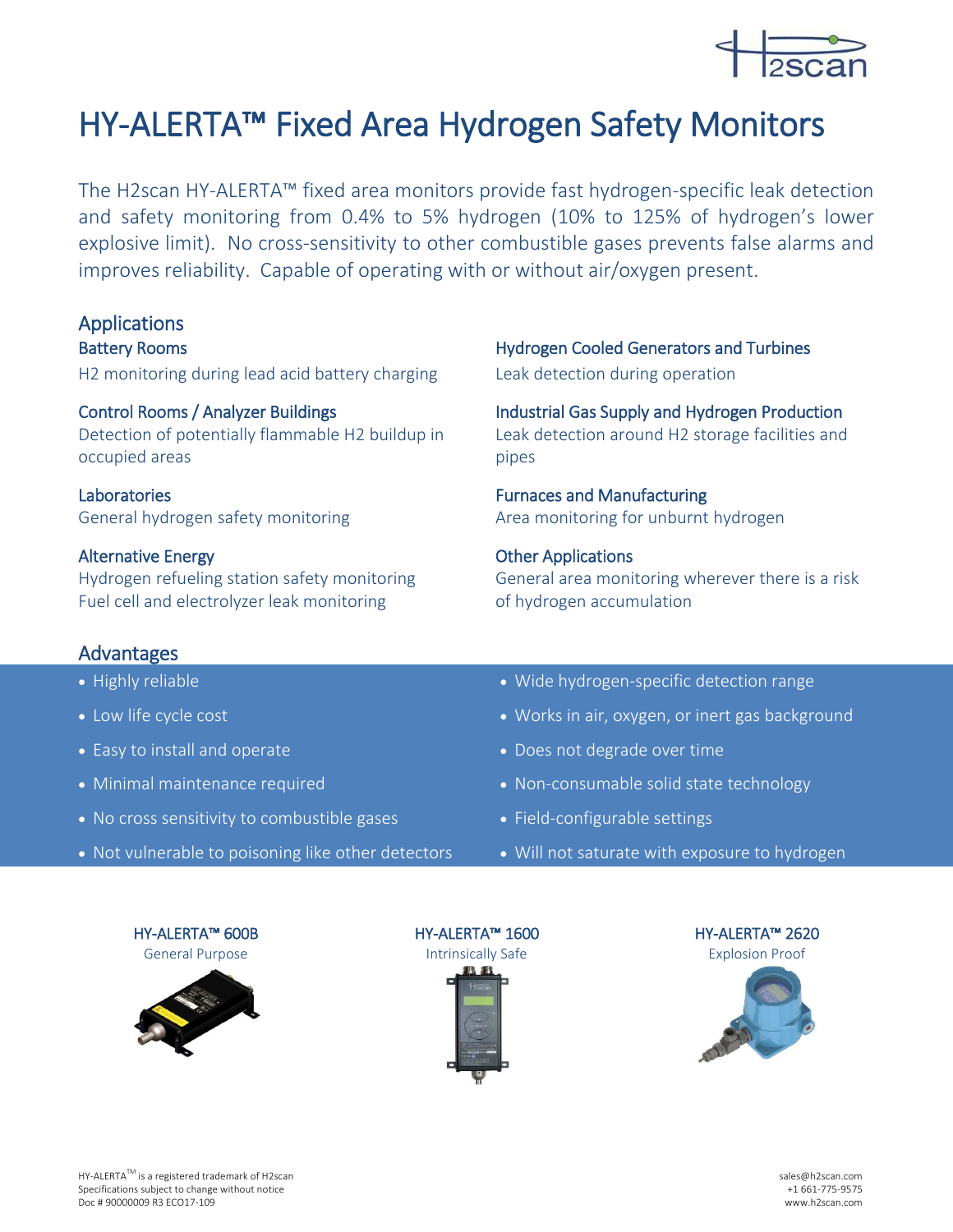# HY-ALERTA™ Fixed Area Hydrogen Safety Monitors

The H2scan HY-ALERTA™ fixed area monitors provide fast hydrogen-specific leak detection and safety monitoring from 0.4% to 5% hydrogen (10% to 125% of hydrogen's lower explosive limit). No cross-sensitivity to other combustible gases prevents false alarms and improves reliability. Capable of operating with or without air/oxygen present.

## Applications

### Battery Rooms
H2 monitoring during lead acid battery charging

### Control Rooms / Analyzer Buildings
Detection of potentially flammable H2 buildup in occupied areas

### Laboratories
General hydrogen safety monitoring

### Alternative Energy
Hydrogen refueling station safety monitoring
Fuel cell and electrolyzer leak monitoring

### Hydrogen Cooled Generators and Turbines
Leak detection during operation

### Industrial Gas Supply and Hydrogen Production
Leak detection around H2 storage facilities and pipes

### Furnaces and Manufacturing
Area monitoring for unburnt hydrogen

### Other Applications
General area monitoring wherever there is a risk of hydrogen accumulation

## Advantages

- Highly reliable
- Low life cycle cost
- Easy to install and operate
- Minimal maintenance required
- No cross sensitivity to combustible gases
- Not vulnerable to poisoning like other detectors
- Wide hydrogen-specific detection range
- Works in air, oxygen, or inert gas background
- Does not degrade over time
- Non-consumable solid state technology
- Field-configurable settings
- Will not saturate with exposure to hydrogen

**HY-ALERTA™ 600B**
General Purpose

**HY-ALERTA™ 1600**
Intrinsically Safe

**HY-ALERTA™ 2620**
Explosion Proof

HY-ALERTA™ is a registered trademark of H2scan
Specifications subject to change without notice
Doc # 90000009 R3 ECO17-109

sales@h2scan.com
+1 661-775-9575
www.h2scan.com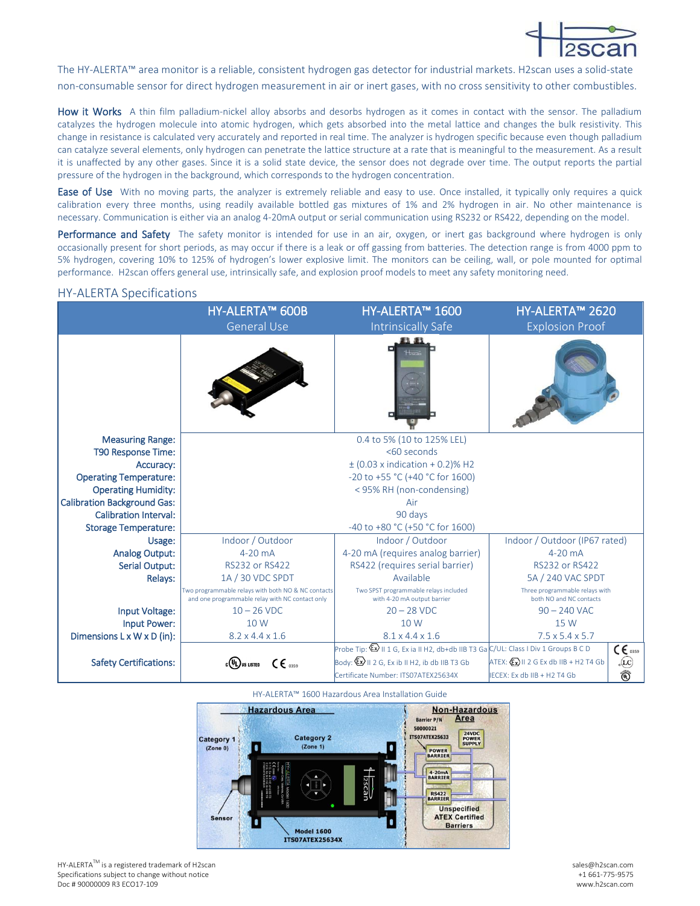The HY-ALERTA™ area monitor is a reliable, consistent hydrogen gas detector for industrial markets. H2scan uses a solid-state non-consumable sensor for direct hydrogen measurement in air or inert gases, with no cross sensitivity to other combustibles.

**How it Works** A thin film palladium-nickel alloy absorbs and desorbs hydrogen as it comes in contact with the sensor. The palladium catalyzes the hydrogen molecule into atomic hydrogen, which gets absorbed into the metal lattice and changes the bulk resistivity. This change in resistance is calculated very accurately and reported in real time. The analyzer is hydrogen specific because even though palladium can catalyze several elements, only hydrogen can penetrate the lattice structure at a rate that is meaningful to the measurement. As a result it is unaffected by any other gases. Since it is a solid state device, the sensor does not degrade over time. The output reports the partial pressure of the hydrogen in the background, which corresponds to the hydrogen concentration.

**Ease of Use** With no moving parts, the analyzer is extremely reliable and easy to use. Once installed, it typically only requires a quick calibration every three months, using readily available bottled gas mixtures of 1% and 2% hydrogen in air. No other maintenance is necessary. Communication is either via an analog 4-20mA output or serial communication using RS232 or RS422, depending on the model.

**Performance and Safety** The safety monitor is intended for use in an air, oxygen, or inert gas background where hydrogen is only occasionally present for short periods, as may occur if there is a leak or off gassing from batteries. The detection range is from 4000 ppm to 5% hydrogen, covering 10% to 125% of hydrogen's lower explosive limit. The monitors can be ceiling, wall, or pole mounted for optimal performance. H2scan offers general use, intrinsically safe, and explosion proof models to meet any safety monitoring need.

## HY-ALERTA Specifications

| | HY-ALERTA™ 600B General Use | HY-ALERTA™ 1600 Intrinsically Safe | HY-ALERTA™ 2620 Explosion Proof |
|---|---|---|---|
| Measuring Range: | 0.4 to 5% (10 to 125% LEL) | | |
| T90 Response Time: | <60 seconds | | |
| Accuracy: | ± (0.03 x indication + 0.2)% H2 | | |
| Operating Temperature: | -20 to +55 °C (+40 °C for 1600) | | |
| Operating Humidity: | < 95% RH (non-condensing) | | |
| Calibration Background Gas: | Air | | |
| Calibration Interval: | 90 days | | |
| Storage Temperature: | -40 to +80 °C (+50 °C for 1600) | | |
| Usage: | Indoor / Outdoor | Indoor / Outdoor | Indoor / Outdoor (IP67 rated) |
| Analog Output: | 4-20 mA | 4-20 mA (requires analog barrier) | 4-20 mA |
| Serial Output: | RS232 or RS422 | RS422 (requires serial barrier) | RS232 or RS422 |
| Relays: | 1A / 30 VDC SPDT<br>Two programmable relays with both NO & NC contacts and one programmable relay with NC contact only | Available<br>Two SPST programmable relays included with 4-20 mA output barrier | 5A / 240 VAC SPDT<br>Three programmable relays with both NO and NC contacts |
| Input Voltage: | 10 – 26 VDC | 20 – 28 VDC | 90 – 240 VAC |
| Input Power: | 10 W | 10 W | 15 W |
| Dimensions L x W x D (in): | 8.2 x 4.4 x 1.6 | 8.1 x 4.4 x 1.6 | 7.5 x 5.4 x 5.7 |
| Safety Certifications: | c UL us LISTED, CE 0359 | Probe Tip: Ex II 1 G, Ex ia II H2, db+db IIB T3 Ga<br>Body: Ex II 2 G, Ex ib II H2, ib db IIB T3 Gb<br>Certificate Number: ITS07ATEX25634X | C/UL: Class I Div 1 Groups B C D<br>ATEX: Ex II 2 G Ex db IIB + H2 T4 Gb<br>IECEX: Ex db IIB + H2 T4 Gb<br>CE 0359 |

HY-ALERTA™ 1600 Hazardous Area Installation Guide

Hazardous Area
Category 1 (Zone 0)
Category 2 (Zone 1)
Sensor
Model 1600
ITS07ATEX25634X
Non-Hazardous Area
Barrier P/N 50000021
ITS07ATEX25633
24VDC POWER SUPPLY
POWER BARRIER
4-20mA BARRIER
RS422 BARRIER
Unspecified ATEX Certified Barriers

HY-ALERTA™ is a registered trademark of H2scan
Specifications subject to change without notice
Doc # 90000009 R3 ECO17-109

sales@h2scan.com
+1 661-775-9575
www.h2scan.com